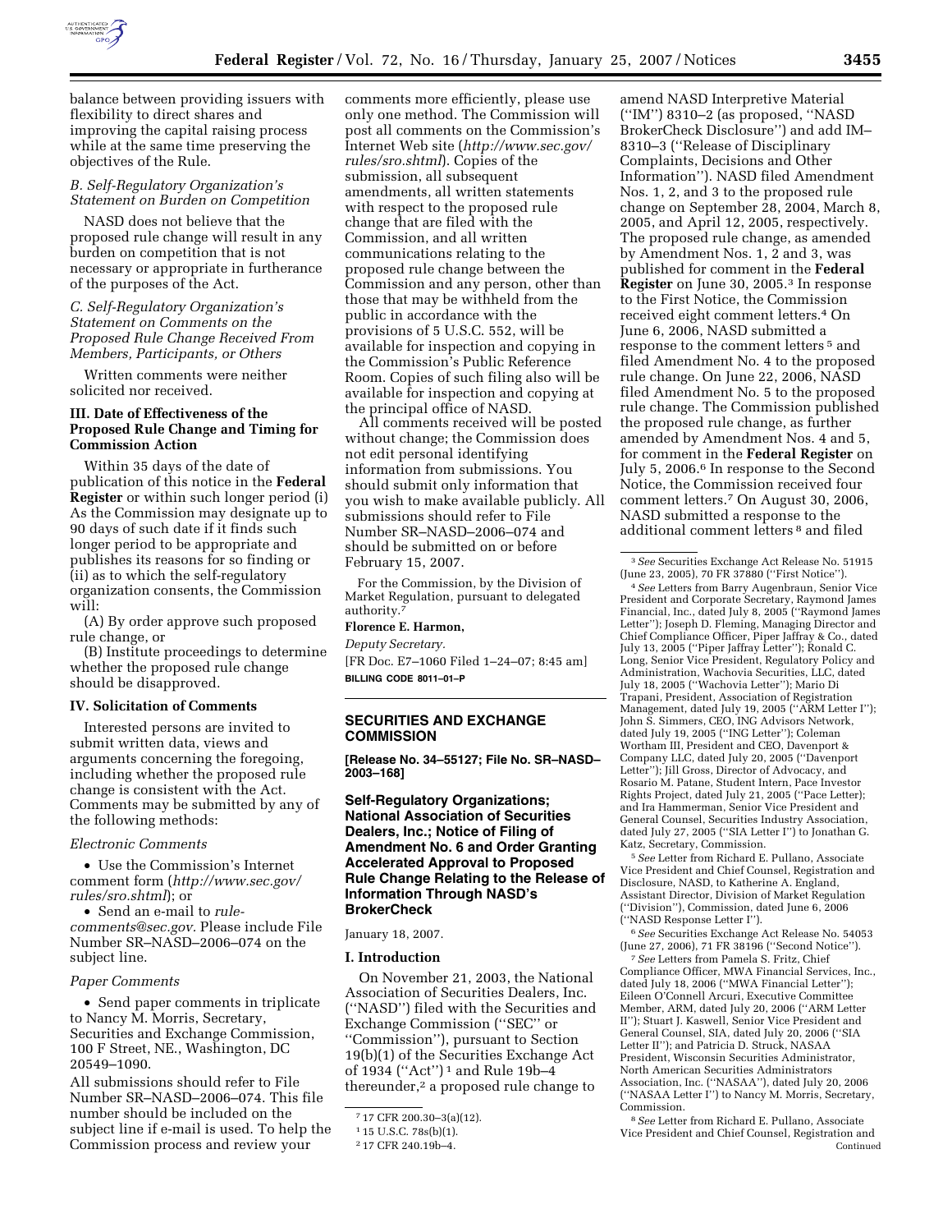balance between providing issuers with flexibility to direct shares and improving the capital raising process while at the same time preserving the objectives of the Rule.

*B. Self-Regulatory Organization's Statement on Burden on Competition*

NASD does not believe that the proposed rule change will result in any burden on competition that is not necessary or appropriate in furtherance of the purposes of the Act.

*C. Self-Regulatory Organization's Statement on Comments on the Proposed Rule Change Received From Members, Participants, or Others*

Written comments were neither solicited nor received.

### III. Date of Effectiveness of the Proposed Rule Change and Timing for Commission Action

Within 35 days of the date of publication of this notice in the **Federal Register** or within such longer period (i) As the Commission may designate up to 90 days of such date if it finds such longer period to be appropriate and publishes its reasons for so finding or (ii) as to which the self-regulatory organization consents, the Commission will:

(A) By order approve such proposed rule change, or

(B) Institute proceedings to determine whether the proposed rule change should be disapproved.

### IV. Solicitation of Comments

Interested persons are invited to submit written data, views and arguments concerning the foregoing, including whether the proposed rule change is consistent with the Act. Comments may be submitted by any of the following methods:

*Electronic Comments*

- Use the Commission's Internet comment form (*http://www.sec.gov/rules/sro.shtml*); or
- Send an e-mail to *rule-comments@sec.gov.* Please include File Number SR–NASD–2006–074 on the subject line.

*Paper Comments*

- Send paper comments in triplicate to Nancy M. Morris, Secretary, Securities and Exchange Commission, 100 F Street, NE., Washington, DC 20549–1090.

All submissions should refer to File Number SR–NASD–2006–074. This file number should be included on the subject line if e-mail is used. To help the Commission process and review your comments more efficiently, please use only one method. The Commission will post all comments on the Commission's Internet Web site (*http://www.sec.gov/rules/sro.shtml*). Copies of the submission, all subsequent amendments, all written statements with respect to the proposed rule change that are filed with the Commission, and all written communications relating to the proposed rule change between the Commission and any person, other than those that may be withheld from the public in accordance with the provisions of 5 U.S.C. 552, will be available for inspection and copying in the Commission's Public Reference Room. Copies of such filing also will be available for inspection and copying at the principal office of NASD.

All comments received will be posted without change; the Commission does not edit personal identifying information from submissions. You should submit only information that you wish to make available publicly. All submissions should refer to File Number SR–NASD–2006–074 and should be submitted on or before February 15, 2007.

For the Commission, by the Division of Market Regulation, pursuant to delegated authority.[7]

**Florence E. Harmon,**

*Deputy Secretary.*

[FR Doc. E7–1060 Filed 1–24–07; 8:45 am]

**BILLING CODE 8011–01–P**

---

## SECURITIES AND EXCHANGE COMMISSION

**[Release No. 34–55127; File No. SR–NASD–2003–168]**

## Self-Regulatory Organizations; National Association of Securities Dealers, Inc.; Notice of Filing of Amendment No. 6 and Order Granting Accelerated Approval to Proposed Rule Change Relating to the Release of Information Through NASD's BrokerCheck

January 18, 2007.

### I. Introduction

On November 21, 2003, the National Association of Securities Dealers, Inc. ("NASD") filed with the Securities and Exchange Commission ("SEC" or "Commission"), pursuant to Section 19(b)(1) of the Securities Exchange Act of 1934 ("Act")[1] and Rule 19b–4 thereunder,[2] a proposed rule change to amend NASD Interpretive Material ("IM") 8310–2 (as proposed, "NASD BrokerCheck Disclosure") and add IM–8310–3 ("Release of Disciplinary Complaints, Decisions and Other Information"). NASD filed Amendment Nos. 1, 2, and 3 to the proposed rule change on September 28, 2004, March 8, 2005, and April 12, 2005, respectively. The proposed rule change, as amended by Amendment Nos. 1, 2 and 3, was published for comment in the **Federal Register** on June 30, 2005.[3] In response to the First Notice, the Commission received eight comment letters.[4] On June 6, 2006, NASD submitted a response to the comment letters[5] and filed Amendment No. 4 to the proposed rule change. On June 22, 2006, NASD filed Amendment No. 5 to the proposed rule change. The Commission published the proposed rule change, as further amended by Amendment Nos. 4 and 5, for comment in the **Federal Register** on July 5, 2006.[6] In response to the Second Notice, the Commission received four comment letters.[7] On August 30, 2006, NASD submitted a response to the additional comment letters[8] and filed

---

[7] 17 CFR 200.30–3(a)(12).

[1] 15 U.S.C. 78s(b)(1).

[2] 17 CFR 240.19b–4.

[3] *See* Securities Exchange Act Release No. 51915 (June 23, 2005), 70 FR 37880 ("First Notice").

[4] *See* Letters from Barry Augenbraun, Senior Vice President and Corporate Secretary, Raymond James Financial, Inc., dated July 8, 2005 ("Raymond James Letter"); Joseph D. Fleming, Managing Director and Chief Compliance Officer, Piper Jaffray & Co., dated July 13, 2005 ("Piper Jaffray Letter"); Ronald C. Long, Senior Vice President, Regulatory Policy and Administration, Wachovia Securities, LLC, dated July 18, 2005 ("Wachovia Letter"); Mario Di Trapani, President, Association of Registration Management, dated July 19, 2005 ("ARM Letter I"); John S. Simmers, CEO, ING Advisors Network, dated July 19, 2005 ("ING Letter"); Coleman Wortham III, President and CEO, Davenport & Company LLC, dated July 20, 2005 ("Davenport Letter"); Jill Gross, Director of Advocacy, and Rosario M. Patane, Student Intern, Pace Investor Rights Project, dated July 21, 2005 ("Pace Letter); and Ira Hammerman, Senior Vice President and General Counsel, Securities Industry Association, dated July 27, 2005 ("SIA Letter I") to Jonathan G. Katz, Secretary, Commission.

[5] *See* Letter from Richard E. Pullano, Associate Vice President and Chief Counsel, Registration and Disclosure, NASD, to Katherine A. England, Assistant Director, Division of Market Regulation ("Division"), Commission, dated June 6, 2006 ("NASD Response Letter I").

[6] *See* Securities Exchange Act Release No. 54053 (June 27, 2006), 71 FR 38196 ("Second Notice").

[7] *See* Letters from Pamela S. Fritz, Chief Compliance Officer, MWA Financial Services, Inc., dated July 18, 2006 ("MWA Financial Letter"); Eileen O'Connell Arcuri, Executive Committee Member, ARM, dated July 20, 2006 ("ARM Letter II"); Stuart J. Kaswell, Senior Vice President and General Counsel, SIA, dated July 20, 2006 ("SIA Letter II"); and Patricia D. Struck, NASAA President, Wisconsin Securities Administrator, North American Securities Administrators Association, Inc. ("NASAA"), dated July 20, 2006 ("NASAA Letter I") to Nancy M. Morris, Secretary, Commission.

[8] *See* Letter from Richard E. Pullano, Associate Vice President and Chief Counsel, Registration and

Continued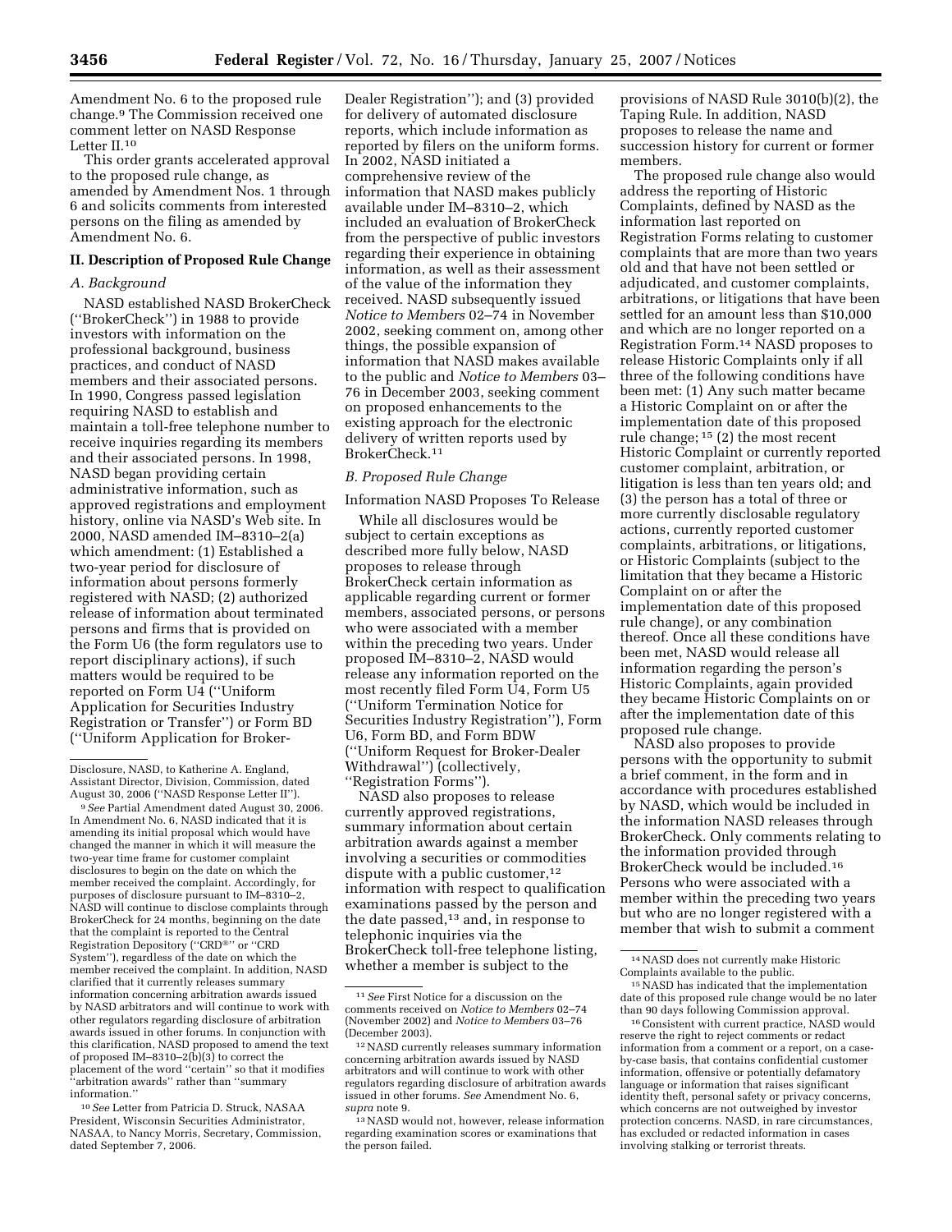Amendment No. 6 to the proposed rule change.[9] The Commission received one comment letter on NASD Response Letter II.[10]

This order grants accelerated approval to the proposed rule change, as amended by Amendment Nos. 1 through 6 and solicits comments from interested persons on the filing as amended by Amendment No. 6.

## II. Description of Proposed Rule Change

### A. Background

NASD established NASD BrokerCheck (''BrokerCheck'') in 1988 to provide investors with information on the professional background, business practices, and conduct of NASD members and their associated persons. In 1990, Congress passed legislation requiring NASD to establish and maintain a toll-free telephone number to receive inquiries regarding its members and their associated persons. In 1998, NASD began providing certain administrative information, such as approved registrations and employment history, online via NASD's Web site. In 2000, NASD amended IM–8310–2(a) which amendment: (1) Established a two-year period for disclosure of information about persons formerly registered with NASD; (2) authorized release of information about terminated persons and firms that is provided on the Form U6 (the form regulators use to report disciplinary actions), if such matters would be required to be reported on Form U4 (''Uniform Application for Securities Industry Registration or Transfer'') or Form BD (''Uniform Application for Broker-Dealer Registration''); and (3) provided for delivery of automated disclosure reports, which include information as reported by filers on the uniform forms. In 2002, NASD initiated a comprehensive review of the information that NASD makes publicly available under IM–8310–2, which included an evaluation of BrokerCheck from the perspective of public investors regarding their experience in obtaining information, as well as their assessment of the value of the information they received. NASD subsequently issued *Notice to Members* 02–74 in November 2002, seeking comment on, among other things, the possible expansion of information that NASD makes available to the public and *Notice to Members* 03–76 in December 2003, seeking comment on proposed enhancements to the existing approach for the electronic delivery of written reports used by BrokerCheck.[11]

### B. Proposed Rule Change

Information NASD Proposes To Release

While all disclosures would be subject to certain exceptions as described more fully below, NASD proposes to release through BrokerCheck certain information as applicable regarding current or former members, associated persons, or persons who were associated with a member within the preceding two years. Under proposed IM–8310–2, NASD would release any information reported on the most recently filed Form U4, Form U5 (''Uniform Termination Notice for Securities Industry Registration''), Form U6, Form BD, and Form BDW (''Uniform Request for Broker-Dealer Withdrawal'') (collectively, ''Registration Forms'').

NASD also proposes to release currently approved registrations, summary information about certain arbitration awards against a member involving a securities or commodities dispute with a public customer,[12] information with respect to qualification examinations passed by the person and the date passed,[13] and, in response to telephonic inquiries via the BrokerCheck toll-free telephone listing, whether a member is subject to the provisions of NASD Rule 3010(b)(2), the Taping Rule. In addition, NASD proposes to release the name and succession history for current or former members.

The proposed rule change also would address the reporting of Historic Complaints, defined by NASD as the information last reported on Registration Forms relating to customer complaints that are more than two years old and that have not been settled or adjudicated, and customer complaints, arbitrations, or litigations that have been settled for an amount less than $10,000 and which are no longer reported on a Registration Form.[14] NASD proposes to release Historic Complaints only if all three of the following conditions have been met: (1) Any such matter became a Historic Complaint on or after the implementation date of this proposed rule change; [15] (2) the most recent Historic Complaint or currently reported customer complaint, arbitration, or litigation is less than ten years old; and (3) the person has a total of three or more currently disclosable regulatory actions, currently reported customer complaints, arbitrations, or litigations, or Historic Complaints (subject to the limitation that they became a Historic Complaint on or after the implementation date of this proposed rule change), or any combination thereof. Once all these conditions have been met, NASD would release all information regarding the person's Historic Complaints, again provided they became Historic Complaints on or after the implementation date of this proposed rule change.

NASD also proposes to provide persons with the opportunity to submit a brief comment, in the form and in accordance with procedures established by NASD, which would be included in the information NASD releases through BrokerCheck. Only comments relating to the information provided through BrokerCheck would be included.[16] Persons who were associated with a member within the preceding two years but who are no longer registered with a member that wish to submit a comment

---

Disclosure, NASD, to Katherine A. England, Assistant Director, Division, Commission, dated August 30, 2006 (''NASD Response Letter II'').

[9] *See* Partial Amendment dated August 30, 2006. In Amendment No. 6, NASD indicated that it is amending its initial proposal which would have changed the manner in which it will measure the two-year time frame for customer complaint disclosures to begin on the date on which the member received the complaint. Accordingly, for purposes of disclosure pursuant to IM–8310–2, NASD will continue to disclose complaints through BrokerCheck for 24 months, beginning on the date that the complaint is reported to the Central Registration Depository (''CRD®'' or ''CRD System''), regardless of the date on which the member received the complaint. In addition, NASD clarified that it currently releases summary information concerning arbitration awards issued by NASD arbitrators and will continue to work with other regulators regarding disclosure of arbitration awards issued in other forums. In conjunction with this clarification, NASD proposed to amend the text of proposed IM–8310–2(b)(3) to correct the placement of the word ''certain'' so that it modifies ''arbitration awards'' rather than ''summary information.''

[10] *See* Letter from Patricia D. Struck, NASAA President, Wisconsin Securities Administrator, NASAA, to Nancy Morris, Secretary, Commission, dated September 7, 2006.

[11] *See* First Notice for a discussion on the comments received on *Notice to Members* 02–74 (November 2002) and *Notice to Members* 03–76 (December 2003).

[12] NASD currently releases summary information concerning arbitration awards issued by NASD arbitrators and will continue to work with other regulators regarding disclosure of arbitration awards issued in other forums. *See* Amendment No. 6, *supra* note 9.

[13] NASD would not, however, release information regarding examination scores or examinations that the person failed.

[14] NASD does not currently make Historic Complaints available to the public.

[15] NASD has indicated that the implementation date of this proposed rule change would be no later than 90 days following Commission approval.

[16] Consistent with current practice, NASD would reserve the right to reject comments or redact information from a comment or a report, on a case-by-case basis, that contains confidential customer information, offensive or potentially defamatory language or information that raises significant identity theft, personal safety or privacy concerns, which concerns are not outweighed by investor protection concerns. NASD, in rare circumstances, has excluded or redacted information in cases involving stalking or terrorist threats.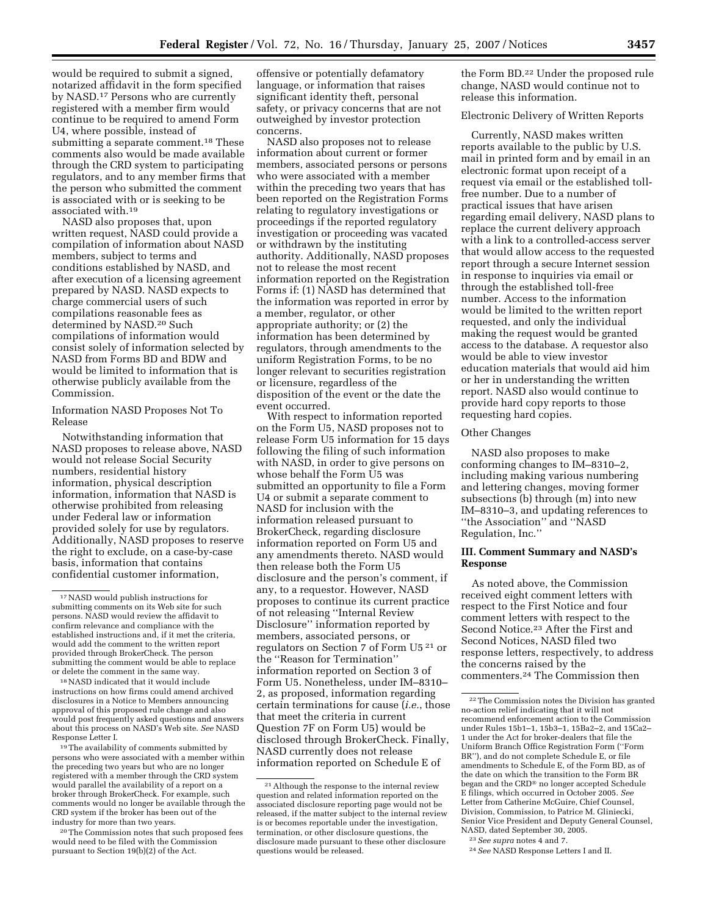would be required to submit a signed, notarized affidavit in the form specified by NASD.[17] Persons who are currently registered with a member firm would continue to be required to amend Form U4, where possible, instead of submitting a separate comment.[18] These comments also would be made available through the CRD system to participating regulators, and to any member firms that the person who submitted the comment is associated with or is seeking to be associated with.[19]

NASD also proposes that, upon written request, NASD could provide a compilation of information about NASD members, subject to terms and conditions established by NASD, and after execution of a licensing agreement prepared by NASD. NASD expects to charge commercial users of such compilations reasonable fees as determined by NASD.[20] Such compilations of information would consist solely of information selected by NASD from Forms BD and BDW and would be limited to information that is otherwise publicly available from the Commission.

Information NASD Proposes Not To Release

Notwithstanding information that NASD proposes to release above, NASD would not release Social Security numbers, residential history information, physical description information, information that NASD is otherwise prohibited from releasing under Federal law or information provided solely for use by regulators. Additionally, NASD proposes to reserve the right to exclude, on a case-by-case basis, information that contains confidential customer information, offensive or potentially defamatory language, or information that raises significant identity theft, personal safety, or privacy concerns that are not outweighed by investor protection concerns.

NASD also proposes not to release information about current or former members, associated persons or persons who were associated with a member within the preceding two years that has been reported on the Registration Forms relating to regulatory investigations or proceedings if the reported regulatory investigation or proceeding was vacated or withdrawn by the instituting authority. Additionally, NASD proposes not to release the most recent information reported on the Registration Forms if: (1) NASD has determined that the information was reported in error by a member, regulator, or other appropriate authority; or (2) the information has been determined by regulators, through amendments to the uniform Registration Forms, to be no longer relevant to securities registration or licensure, regardless of the disposition of the event or the date the event occurred.

With respect to information reported on the Form U5, NASD proposes not to release Form U5 information for 15 days following the filing of such information with NASD, in order to give persons on whose behalf the Form U5 was submitted an opportunity to file a Form U4 or submit a separate comment to NASD for inclusion with the information released pursuant to BrokerCheck, regarding disclosure information reported on Form U5 and any amendments thereto. NASD would then release both the Form U5 disclosure and the person's comment, if any, to a requestor. However, NASD proposes to continue its current practice of not releasing "Internal Review Disclosure" information reported by members, associated persons, or regulators on Section 7 of Form U5[21] or the "Reason for Termination" information reported on Section 3 of Form U5. Nonetheless, under IM–8310–2, as proposed, information regarding certain terminations for cause (*i.e.*, those that meet the criteria in current Question 7F on Form U5) would be disclosed through BrokerCheck. Finally, NASD currently does not release information reported on Schedule E of the Form BD.[22] Under the proposed rule change, NASD would continue not to release this information.

Electronic Delivery of Written Reports

Currently, NASD makes written reports available to the public by U.S. mail in printed form and by email in an electronic format upon receipt of a request via email or the established toll-free number. Due to a number of practical issues that have arisen regarding email delivery, NASD plans to replace the current delivery approach with a link to a controlled-access server that would allow access to the requested report through a secure Internet session in response to inquiries via email or through the established toll-free number. Access to the information would be limited to the written report requested, and only the individual making the request would be granted access to the database. A requestor also would be able to view investor education materials that would aid him or her in understanding the written report. NASD also would continue to provide hard copy reports to those requesting hard copies.

Other Changes

NASD also proposes to make conforming changes to IM–8310–2, including making various numbering and lettering changes, moving former subsections (b) through (m) into new IM–8310–3, and updating references to "the Association" and "NASD Regulation, Inc."

**III. Comment Summary and NASD's Response**

As noted above, the Commission received eight comment letters with respect to the First Notice and four comment letters with respect to the Second Notice.[23] After the First and Second Notices, NASD filed two response letters, respectively, to address the concerns raised by the commenters.[24] The Commission then

---

[17] NASD would publish instructions for submitting comments on its Web site for such persons. NASD would review the affidavit to confirm relevance and compliance with the established instructions and, if it met the criteria, would add the comment to the written report provided through BrokerCheck. The person submitting the comment would be able to replace or delete the comment in the same way.

[18] NASD indicated that it would include instructions on how firms could amend archived disclosures in a Notice to Members announcing approval of this proposed rule change and also would post frequently asked questions and answers about this process on NASD's Web site. *See* NASD Response Letter I.

[19] The availability of comments submitted by persons who were associated with a member within the preceding two years but who are no longer registered with a member through the CRD system would parallel the availability of a report on a broker through BrokerCheck. For example, such comments would no longer be available through the CRD system if the broker has been out of the industry for more than two years.

[20] The Commission notes that such proposed fees would need to be filed with the Commission pursuant to Section 19(b)(2) of the Act.

[21] Although the response to the internal review question and related information reported on the associated disclosure reporting page would not be released, if the matter subject to the internal review is or becomes reportable under the investigation, termination, or other disclosure questions, the disclosure made pursuant to these other disclosure questions would be released.

[22] The Commission notes the Division has granted no-action relief indicating that it will not recommend enforcement action to the Commission under Rules 15b1–1, 15b3–1, 15Ba2–2, and 15Ca2–1 under the Act for broker-dealers that file the Uniform Branch Office Registration Form ("Form BR"), and do not complete Schedule E, or file amendments to Schedule E, of the Form BD, as of the date on which the transition to the Form BR began and the CRD® no longer accepted Schedule E filings, which occurred in October 2005. *See* Letter from Catherine McGuire, Chief Counsel, Division, Commission, to Patrice M. Gliniecki, Senior Vice President and Deputy General Counsel, NASD, dated September 30, 2005.

[23] *See supra* notes 4 and 7.

[24] *See* NASD Response Letters I and II.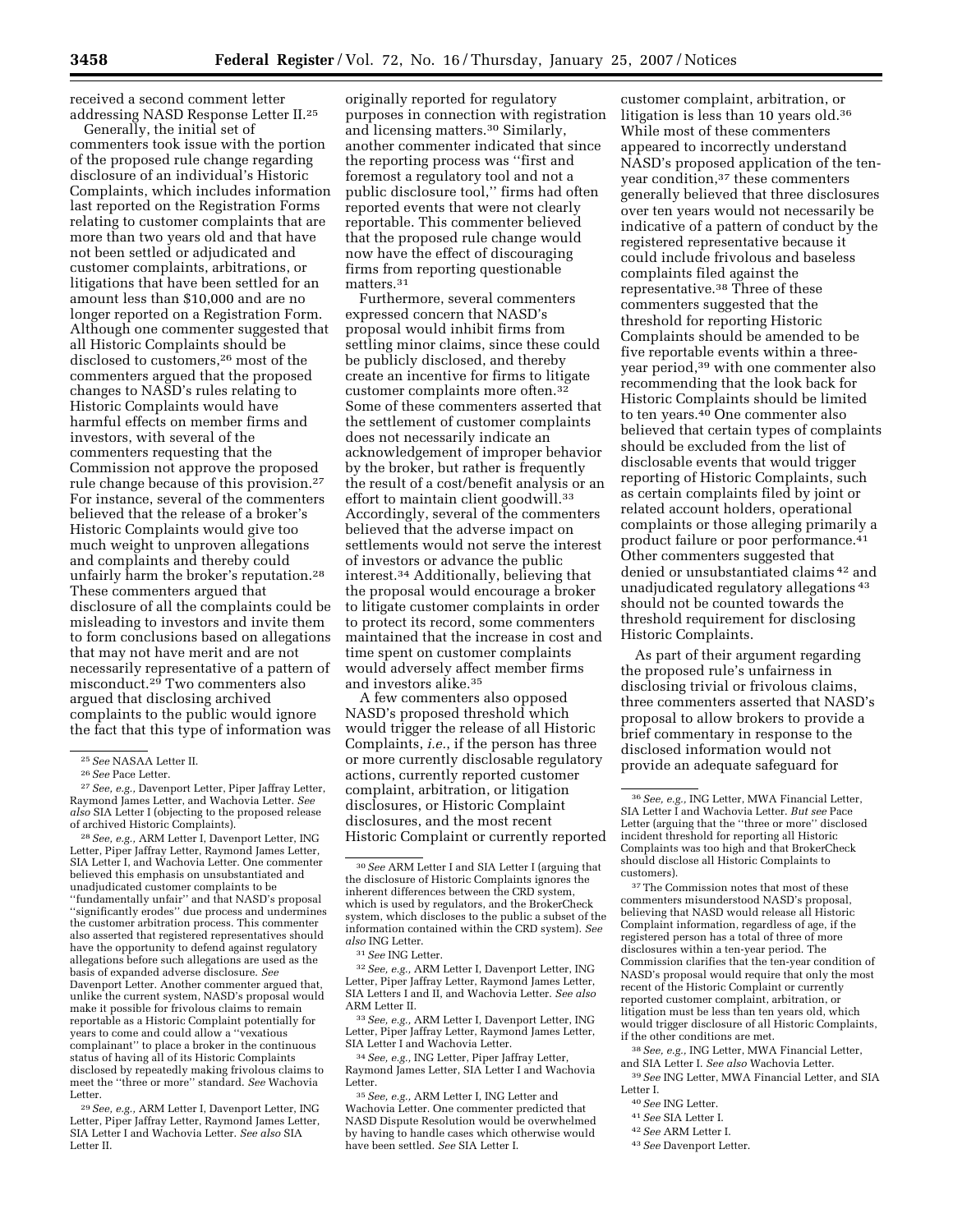received a second comment letter addressing NASD Response Letter II.[25]

Generally, the initial set of commenters took issue with the portion of the proposed rule change regarding disclosure of an individual's Historic Complaints, which includes information last reported on the Registration Forms relating to customer complaints that are more than two years old and that have not been settled or adjudicated and customer complaints, arbitrations, or litigations that have been settled for an amount less than $10,000 and are no longer reported on a Registration Form. Although one commenter suggested that all Historic Complaints should be disclosed to customers,[26] most of the commenters argued that the proposed changes to NASD's rules relating to Historic Complaints would have harmful effects on member firms and investors, with several of the commenters requesting that the Commission not approve the proposed rule change because of this provision.[27] For instance, several of the commenters believed that the release of a broker's Historic Complaints would give too much weight to unproven allegations and complaints and thereby could unfairly harm the broker's reputation.[28] These commenters argued that disclosure of all the complaints could be misleading to investors and invite them to form conclusions based on allegations that may not have merit and are not necessarily representative of a pattern of misconduct.[29] Two commenters also argued that disclosing archived complaints to the public would ignore the fact that this type of information was originally reported for regulatory purposes in connection with registration and licensing matters.[30] Similarly, another commenter indicated that since the reporting process was ''first and foremost a regulatory tool and not a public disclosure tool,'' firms had often reported events that were not clearly reportable. This commenter believed that the proposed rule change would now have the effect of discouraging firms from reporting questionable matters.[31]

Furthermore, several commenters expressed concern that NASD's proposal would inhibit firms from settling minor claims, since these could be publicly disclosed, and thereby create an incentive for firms to litigate customer complaints more often.[32] Some of these commenters asserted that the settlement of customer complaints does not necessarily indicate an acknowledgement of improper behavior by the broker, but rather is frequently the result of a cost/benefit analysis or an effort to maintain client goodwill.[33] Accordingly, several of the commenters believed that the adverse impact on settlements would not serve the interest of investors or advance the public interest.[34] Additionally, believing that the proposal would encourage a broker to litigate customer complaints in order to protect its record, some commenters maintained that the increase in cost and time spent on customer complaints would adversely affect member firms and investors alike.[35]

A few commenters also opposed NASD's proposed threshold which would trigger the release of all Historic Complaints, *i.e.*, if the person has three or more currently disclosable regulatory actions, currently reported customer complaint, arbitration, or litigation disclosures, or Historic Complaint disclosures, and the most recent Historic Complaint or currently reported customer complaint, arbitration, or litigation is less than 10 years old.[36] While most of these commenters appeared to incorrectly understand NASD's proposed application of the ten-year condition,[37] these commenters generally believed that three disclosures over ten years would not necessarily be indicative of a pattern of conduct by the registered representative because it could include frivolous and baseless complaints filed against the representative.[38] Three of these commenters suggested that the threshold for reporting Historic Complaints should be amended to be five reportable events within a three-year period,[39] with one commenter also recommending that the look back for Historic Complaints should be limited to ten years.[40] One commenter also believed that certain types of complaints should be excluded from the list of disclosable events that would trigger reporting of Historic Complaints, such as certain complaints filed by joint or related account holders, operational complaints or those alleging primarily a product failure or poor performance.[41] Other commenters suggested that denied or unsubstantiated claims[42] and unadjudicated regulatory allegations[43] should not be counted towards the threshold requirement for disclosing Historic Complaints.

As part of their argument regarding the proposed rule's unfairness in disclosing trivial or frivolous claims, three commenters asserted that NASD's proposal to allow brokers to provide a brief commentary in response to the disclosed information would not provide an adequate safeguard for

---

[25] *See* NASAA Letter II.

[26] *See* Pace Letter.

[27] *See, e.g.,* Davenport Letter, Piper Jaffray Letter, Raymond James Letter, and Wachovia Letter. *See also* SIA Letter I (objecting to the proposed release of archived Historic Complaints).

[28] *See, e.g.,* ARM Letter I, Davenport Letter, ING Letter, Piper Jaffray Letter, Raymond James Letter, SIA Letter I, and Wachovia Letter. One commenter believed this emphasis on unsubstantiated and unadjudicated customer complaints to be ''fundamentally unfair'' and that NASD's proposal ''significantly erodes'' due process and undermines the customer arbitration process. This commenter also asserted that registered representatives should have the opportunity to defend against regulatory allegations before such allegations are used as the basis of expanded adverse disclosure. *See* Davenport Letter. Another commenter argued that, unlike the current system, NASD's proposal would make it possible for frivolous claims to remain reportable as a Historic Complaint potentially for years to come and could allow a ''vexatious complainant'' to place a broker in the continuous status of having all of its Historic Complaints disclosed by repeatedly making frivolous claims to meet the ''three or more'' standard. *See* Wachovia Letter.

[29] *See, e.g.,* ARM Letter I, Davenport Letter, ING Letter, Piper Jaffray Letter, Raymond James Letter, SIA Letter I and Wachovia Letter. *See also* SIA Letter II.

[30] *See* ARM Letter I and SIA Letter I (arguing that the disclosure of Historic Complaints ignores the inherent differences between the CRD system, which is used by regulators, and the BrokerCheck system, which discloses to the public a subset of the information contained within the CRD system). *See also* ING Letter.

[31] *See* ING Letter.

[32] *See, e.g.,* ARM Letter I, Davenport Letter, ING Letter, Piper Jaffray Letter, Raymond James Letter, SIA Letters I and II, and Wachovia Letter. *See also* ARM Letter II.

[33] *See, e.g.,* ARM Letter I, Davenport Letter, ING Letter, Piper Jaffray Letter, Raymond James Letter, SIA Letter I and Wachovia Letter.

[34] *See, e.g.,* ING Letter, Piper Jaffray Letter, Raymond James Letter, SIA Letter I and Wachovia Letter.

[35] *See, e.g.,* ARM Letter I, ING Letter and Wachovia Letter. One commenter predicted that NASD Dispute Resolution would be overwhelmed by having to handle cases which otherwise would have been settled. *See* SIA Letter I.

[36] *See, e.g.,* ING Letter, MWA Financial Letter, SIA Letter I and Wachovia Letter. *But see* Pace Letter (arguing that the ''three or more'' disclosed incident threshold for reporting all Historic Complaints was too high and that BrokerCheck should disclose all Historic Complaints to customers).

[37] The Commission notes that most of these commenters misunderstood NASD's proposal, believing that NASD would release all Historic Complaint information, regardless of age, if the registered person has a total of three of more disclosures within a ten-year period. The Commission clarifies that the ten-year condition of NASD's proposal would require that only the most recent of the Historic Complaint or currently reported customer complaint, arbitration, or litigation must be less than ten years old, which would trigger disclosure of all Historic Complaints, if the other conditions are met.

[38] *See, e.g.,* ING Letter, MWA Financial Letter, and SIA Letter I. *See also* Wachovia Letter.

[39] *See* ING Letter, MWA Financial Letter, and SIA Letter I.

[40] *See* ING Letter.

[41] *See* SIA Letter I.

[42] *See* ARM Letter I.

[43] *See* Davenport Letter.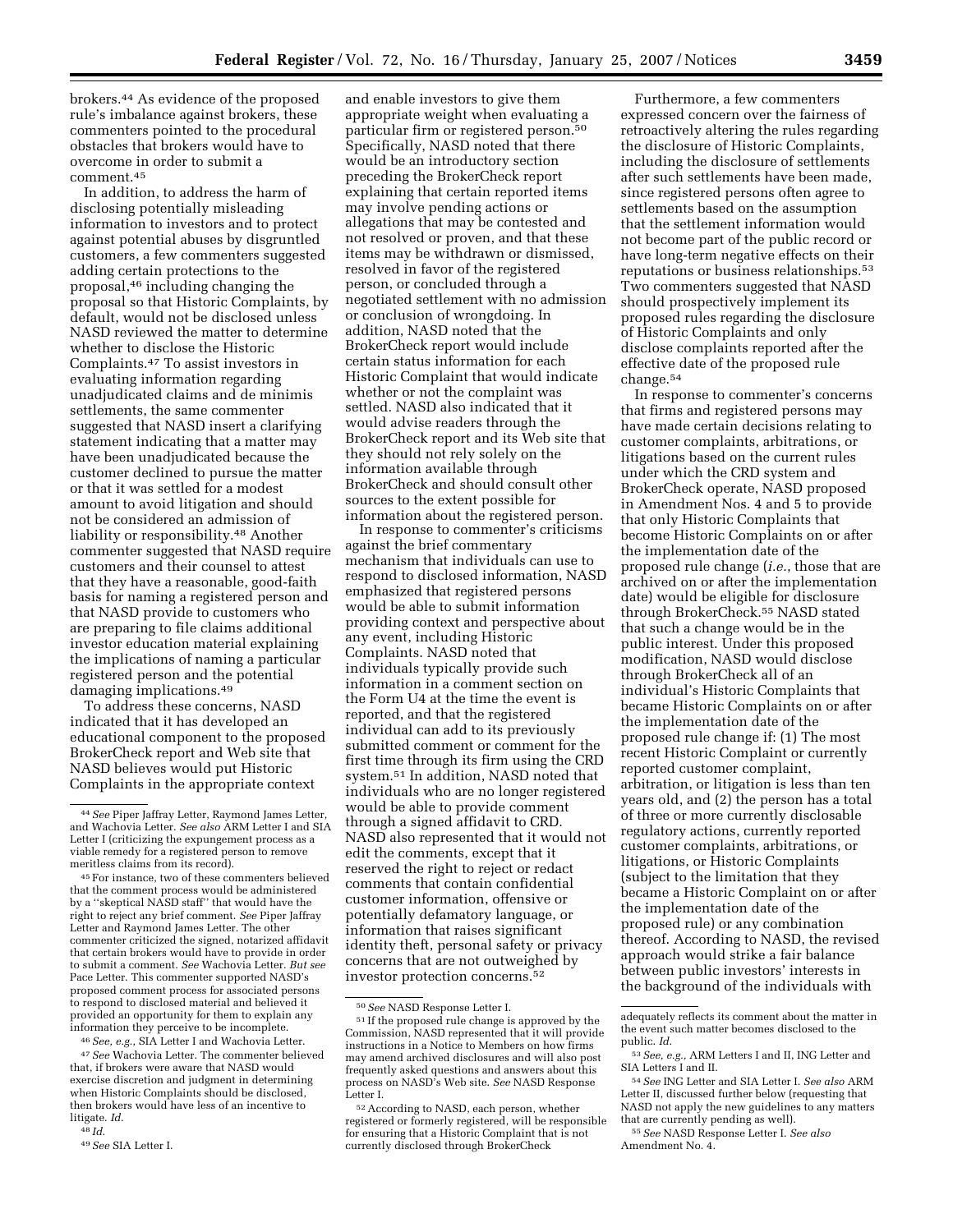brokers.[44] As evidence of the proposed rule's imbalance against brokers, these commenters pointed to the procedural obstacles that brokers would have to overcome in order to submit a comment.[45]

In addition, to address the harm of disclosing potentially misleading information to investors and to protect against potential abuses by disgruntled customers, a few commenters suggested adding certain protections to the proposal,[46] including changing the proposal so that Historic Complaints, by default, would not be disclosed unless NASD reviewed the matter to determine whether to disclose the Historic Complaints.[47] To assist investors in evaluating information regarding unadjudicated claims and de minimis settlements, the same commenter suggested that NASD insert a clarifying statement indicating that a matter may have been unadjudicated because the customer declined to pursue the matter or that it was settled for a modest amount to avoid litigation and should not be considered an admission of liability or responsibility.[48] Another commenter suggested that NASD require customers and their counsel to attest that they have a reasonable, good-faith basis for naming a registered person and that NASD provide to customers who are preparing to file claims additional investor education material explaining the implications of naming a particular registered person and the potential damaging implications.[49]

To address these concerns, NASD indicated that it has developed an educational component to the proposed BrokerCheck report and Web site that NASD believes would put Historic Complaints in the appropriate context and enable investors to give them appropriate weight when evaluating a particular firm or registered person.[50] Specifically, NASD noted that there would be an introductory section preceding the BrokerCheck report explaining that certain reported items may involve pending actions or allegations that may be contested and not resolved or proven, and that these items may be withdrawn or dismissed, resolved in favor of the registered person, or concluded through a negotiated settlement with no admission or conclusion of wrongdoing. In addition, NASD noted that the BrokerCheck report would include certain status information for each Historic Complaint that would indicate whether or not the complaint was settled. NASD also indicated that it would advise readers through the BrokerCheck report and its Web site that they should not rely solely on the information available through BrokerCheck and should consult other sources to the extent possible for information about the registered person.

In response to commenter's criticisms against the brief commentary mechanism that individuals can use to respond to disclosed information, NASD emphasized that registered persons would be able to submit information providing context and perspective about any event, including Historic Complaints. NASD noted that individuals typically provide such information in a comment section on the Form U4 at the time the event is reported, and that the registered individual can add to its previously submitted comment or comment for the first time through its firm using the CRD system.[51] In addition, NASD noted that individuals who are no longer registered would be able to provide comment through a signed affidavit to CRD. NASD also represented that it would not edit the comments, except that it reserved the right to reject or redact comments that contain confidential customer information, offensive or potentially defamatory language, or information that raises significant identity theft, personal safety or privacy concerns that are not outweighed by investor protection concerns.[52]

Furthermore, a few commenters expressed concern over the fairness of retroactively altering the rules regarding the disclosure of Historic Complaints, including the disclosure of settlements after such settlements have been made, since registered persons often agree to settlements based on the assumption that the settlement information would not become part of the public record or have long-term negative effects on their reputations or business relationships.[53] Two commenters suggested that NASD should prospectively implement its proposed rules regarding the disclosure of Historic Complaints and only disclose complaints reported after the effective date of the proposed rule change.[54]

In response to commenter's concerns that firms and registered persons may have made certain decisions relating to customer complaints, arbitrations, or litigations based on the current rules under which the CRD system and BrokerCheck operate, NASD proposed in Amendment Nos. 4 and 5 to provide that only Historic Complaints that become Historic Complaints on or after the implementation date of the proposed rule change (*i.e.*, those that are archived on or after the implementation date) would be eligible for disclosure through BrokerCheck.[55] NASD stated that such a change would be in the public interest. Under this proposed modification, NASD would disclose through BrokerCheck all of an individual's Historic Complaints that became Historic Complaints on or after the implementation date of the proposed rule change if: (1) The most recent Historic Complaint or currently reported customer complaint, arbitration, or litigation is less than ten years old, and (2) the person has a total of three or more currently disclosable regulatory actions, currently reported customer complaints, arbitrations, or litigations, or Historic Complaints (subject to the limitation that they became a Historic Complaint on or after the implementation date of the proposed rule) or any combination thereof. According to NASD, the revised approach would strike a fair balance between public investors' interests in the background of the individuals with

---

[44] *See* Piper Jaffray Letter, Raymond James Letter, and Wachovia Letter. *See also* ARM Letter I and SIA Letter I (criticizing the expungement process as a viable remedy for a registered person to remove meritless claims from its record).

[45] For instance, two of these commenters believed that the comment process would be administered by a ''skeptical NASD staff'' that would have the right to reject any brief comment. *See* Piper Jaffray Letter and Raymond James Letter. The other commenter criticized the signed, notarized affidavit that certain brokers would have to provide in order to submit a comment. *See* Wachovia Letter. *But see* Pace Letter. This commenter supported NASD's proposed comment process for associated persons to respond to disclosed material and believed it provided an opportunity for them to explain any information they perceive to be incomplete.

[46] *See, e.g.,* SIA Letter I and Wachovia Letter.

[47] *See* Wachovia Letter. The commenter believed that, if brokers were aware that NASD would exercise discretion and judgment in determining when Historic Complaints should be disclosed, then brokers would have less of an incentive to litigate. *Id.*

[48] *Id.*

[49] *See* SIA Letter I.

[50] *See* NASD Response Letter I.

[51] If the proposed rule change is approved by the Commission, NASD represented that it will provide instructions in a Notice to Members on how firms may amend archived disclosures and will also post frequently asked questions and answers about this process on NASD's Web site. *See* NASD Response Letter I.

[52] According to NASD, each person, whether registered or formerly registered, will be responsible for ensuring that a Historic Complaint that is not currently disclosed through BrokerCheck adequately reflects its comment about the matter in the event such matter becomes disclosed to the public. *Id.*

[53] *See, e.g.,* ARM Letters I and II, ING Letter and SIA Letters I and II.

[54] *See* ING Letter and SIA Letter I. *See also* ARM Letter II, discussed further below (requesting that NASD not apply the new guidelines to any matters that are currently pending as well).

[55] *See* NASD Response Letter I. *See also* Amendment No. 4.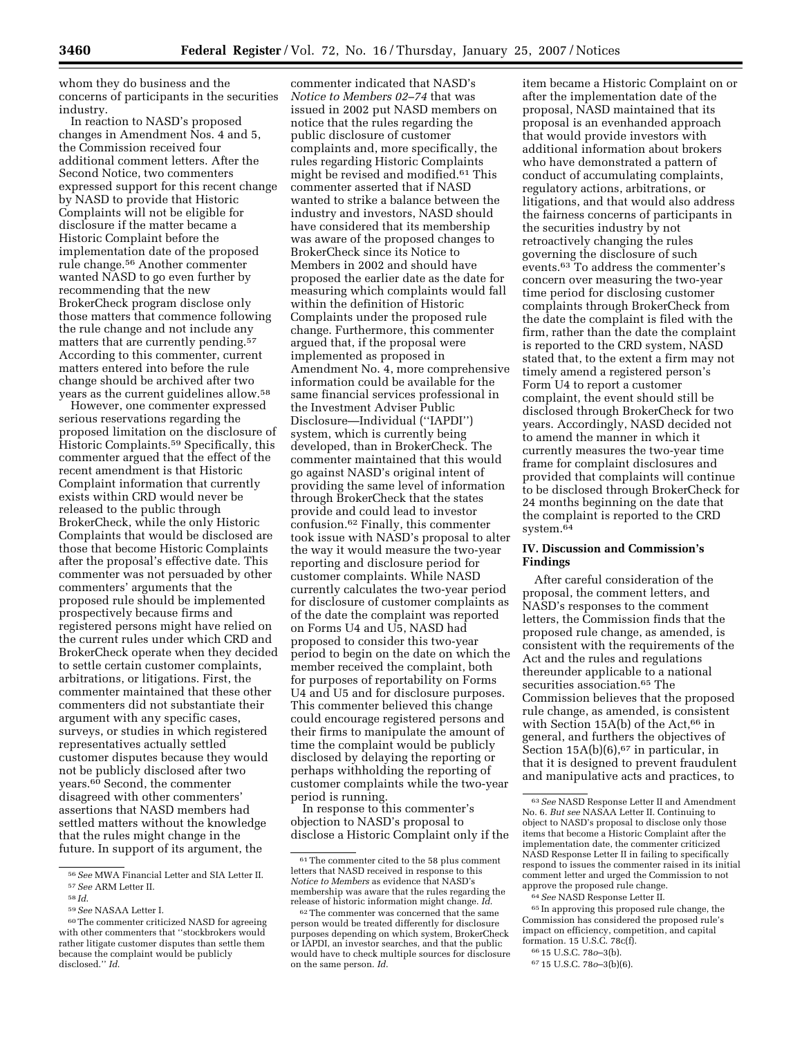whom they do business and the concerns of participants in the securities industry.

In reaction to NASD's proposed changes in Amendment Nos. 4 and 5, the Commission received four additional comment letters. After the Second Notice, two commenters expressed support for this recent change by NASD to provide that Historic Complaints will not be eligible for disclosure if the matter became a Historic Complaint before the implementation date of the proposed rule change.[56] Another commenter wanted NASD to go even further by recommending that the new BrokerCheck program disclose only those matters that commence following the rule change and not include any matters that are currently pending.[57] According to this commenter, current matters entered into before the rule change should be archived after two years as the current guidelines allow.[58]

However, one commenter expressed serious reservations regarding the proposed limitation on the disclosure of Historic Complaints.[59] Specifically, this commenter argued that the effect of the recent amendment is that Historic Complaint information that currently exists within CRD would never be released to the public through BrokerCheck, while the only Historic Complaints that would be disclosed are those that become Historic Complaints after the proposal's effective date. This commenter was not persuaded by other commenters' arguments that the proposed rule should be implemented prospectively because firms and registered persons might have relied on the current rules under which CRD and BrokerCheck operate when they decided to settle certain customer complaints, arbitrations, or litigations. First, the commenter maintained that these other commenters did not substantiate their argument with any specific cases, surveys, or studies in which registered representatives actually settled customer disputes because they would not be publicly disclosed after two years.[60] Second, the commenter disagreed with other commenters' assertions that NASD members had settled matters without the knowledge that the rules might change in the future. In support of its argument, the commenter indicated that NASD's *Notice to Members 02–74* that was issued in 2002 put NASD members on notice that the rules regarding the public disclosure of customer complaints and, more specifically, the rules regarding Historic Complaints might be revised and modified.[61] This commenter asserted that if NASD wanted to strike a balance between the industry and investors, NASD should have considered that its membership was aware of the proposed changes to BrokerCheck since its Notice to Members in 2002 and should have proposed the earlier date as the date for measuring which complaints would fall within the definition of Historic Complaints under the proposed rule change. Furthermore, this commenter argued that, if the proposal were implemented as proposed in Amendment No. 4, more comprehensive information could be available for the same financial services professional in the Investment Adviser Public Disclosure—Individual (''IAPDI'') system, which is currently being developed, than in BrokerCheck. The commenter maintained that this would go against NASD's original intent of providing the same level of information through BrokerCheck that the states provide and could lead to investor confusion.[62] Finally, this commenter took issue with NASD's proposal to alter the way it would measure the two-year reporting and disclosure period for customer complaints. While NASD currently calculates the two-year period for disclosure of customer complaints as of the date the complaint was reported on Forms U4 and U5, NASD had proposed to consider this two-year period to begin on the date on which the member received the complaint, both for purposes of reportability on Forms U4 and U5 and for disclosure purposes. This commenter believed this change could encourage registered persons and their firms to manipulate the amount of time the complaint would be publicly disclosed by delaying the reporting or perhaps withholding the reporting of customer complaints while the two-year period is running.

In response to this commenter's objection to NASD's proposal to disclose a Historic Complaint only if the item became a Historic Complaint on or after the implementation date of the proposal, NASD maintained that its proposal is an evenhanded approach that would provide investors with additional information about brokers who have demonstrated a pattern of conduct of accumulating complaints, regulatory actions, arbitrations, or litigations, and that would also address the fairness concerns of participants in the securities industry by not retroactively changing the rules governing the disclosure of such events.[63] To address the commenter's concern over measuring the two-year time period for disclosing customer complaints through BrokerCheck from the date the complaint is filed with the firm, rather than the date the complaint is reported to the CRD system, NASD stated that, to the extent a firm may not timely amend a registered person's Form U4 to report a customer complaint, the event should still be disclosed through BrokerCheck for two years. Accordingly, NASD decided not to amend the manner in which it currently measures the two-year time frame for complaint disclosures and provided that complaints will continue to be disclosed through BrokerCheck for 24 months beginning on the date that the complaint is reported to the CRD system.[64]

## IV. Discussion and Commission's Findings

After careful consideration of the proposal, the comment letters, and NASD's responses to the comment letters, the Commission finds that the proposed rule change, as amended, is consistent with the requirements of the Act and the rules and regulations thereunder applicable to a national securities association.[65] The Commission believes that the proposed rule change, as amended, is consistent with Section 15A(b) of the Act,[66] in general, and furthers the objectives of Section 15A(b)(6),[67] in particular, in that it is designed to prevent fraudulent and manipulative acts and practices, to

---

[56] *See* MWA Financial Letter and SIA Letter II.

[57] *See* ARM Letter II.

[58] *Id.*

[59] *See* NASAA Letter I.

[60] The commenter criticized NASD for agreeing with other commenters that ''stockbrokers would rather litigate customer disputes than settle them because the complaint would be publicly disclosed.'' *Id.*

[61] The commenter cited to the 58 plus comment letters that NASD received in response to this *Notice to Members* as evidence that NASD's membership was aware that the rules regarding the release of historic information might change. *Id.*

[62] The commenter was concerned that the same person would be treated differently for disclosure purposes depending on which system, BrokerCheck or IAPDI, an investor searches, and that the public would have to check multiple sources for disclosure on the same person. *Id.*

[63] *See* NASD Response Letter II and Amendment No. 6. *But see* NASAA Letter II. Continuing to object to NASD's proposal to disclose only those items that become a Historic Complaint after the implementation date, the commenter criticized NASD Response Letter II in failing to specifically respond to issues the commenter raised in its initial comment letter and urged the Commission to not approve the proposed rule change.

[64] *See* NASD Response Letter II.

[65] In approving this proposed rule change, the Commission has considered the proposed rule's impact on efficiency, competition, and capital formation. 15 U.S.C. 78c(f).

[66] 15 U.S.C. 78*o*–3(b).

[67] 15 U.S.C. 78*o*–3(b)(6).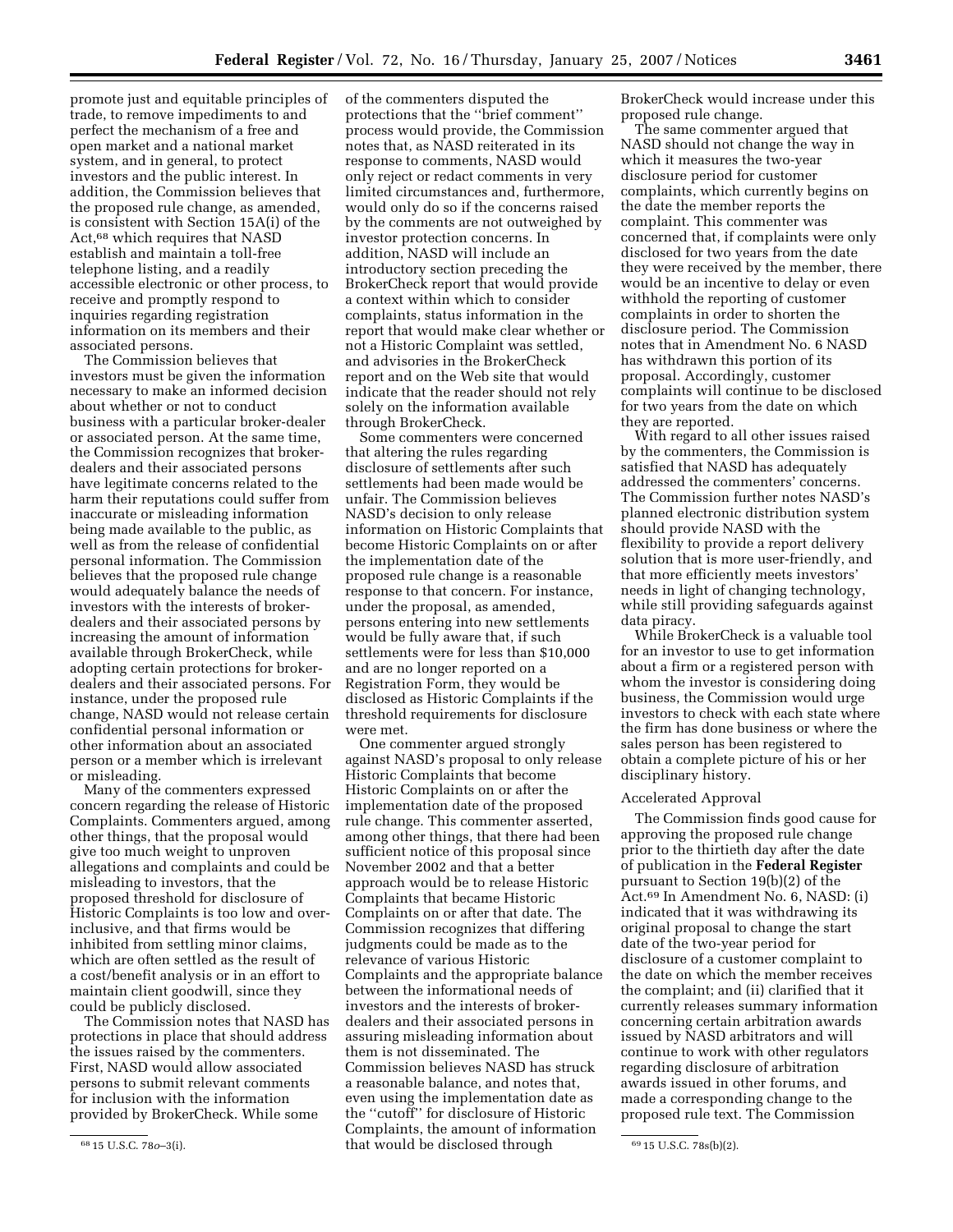promote just and equitable principles of trade, to remove impediments to and perfect the mechanism of a free and open market and a national market system, and in general, to protect investors and the public interest. In addition, the Commission believes that the proposed rule change, as amended, is consistent with Section 15A(i) of the Act,[68] which requires that NASD establish and maintain a toll-free telephone listing, and a readily accessible electronic or other process, to receive and promptly respond to inquiries regarding registration information on its members and their associated persons.

The Commission believes that investors must be given the information necessary to make an informed decision about whether or not to conduct business with a particular broker-dealer or associated person. At the same time, the Commission recognizes that broker-dealers and their associated persons have legitimate concerns related to the harm their reputations could suffer from inaccurate or misleading information being made available to the public, as well as from the release of confidential personal information. The Commission believes that the proposed rule change would adequately balance the needs of investors with the interests of broker-dealers and their associated persons by increasing the amount of information available through BrokerCheck, while adopting certain protections for broker-dealers and their associated persons. For instance, under the proposed rule change, NASD would not release certain confidential personal information or other information about an associated person or a member which is irrelevant or misleading.

Many of the commenters expressed concern regarding the release of Historic Complaints. Commenters argued, among other things, that the proposal would give too much weight to unproven allegations and complaints and could be misleading to investors, that the proposed threshold for disclosure of Historic Complaints is too low and over-inclusive, and that firms would be inhibited from settling minor claims, which are often settled as the result of a cost/benefit analysis or in an effort to maintain client goodwill, since they could be publicly disclosed.

The Commission notes that NASD has protections in place that should address the issues raised by the commenters. First, NASD would allow associated persons to submit relevant comments for inclusion with the information provided by BrokerCheck. While some of the commenters disputed the protections that the "brief comment" process would provide, the Commission notes that, as NASD reiterated in its response to comments, NASD would only reject or redact comments in very limited circumstances and, furthermore, would only do so if the concerns raised by the comments are not outweighed by investor protection concerns. In addition, NASD will include an introductory section preceding the BrokerCheck report that would provide a context within which to consider complaints, status information in the report that would make clear whether or not a Historic Complaint was settled, and advisories in the BrokerCheck report and on the Web site that would indicate that the reader should not rely solely on the information available through BrokerCheck.

Some commenters were concerned that altering the rules regarding disclosure of settlements after such settlements had been made would be unfair. The Commission believes NASD's decision to only release information on Historic Complaints that become Historic Complaints on or after the implementation date of the proposed rule change is a reasonable response to that concern. For instance, under the proposal, as amended, persons entering into new settlements would be fully aware that, if such settlements were for less than $10,000 and are no longer reported on a Registration Form, they would be disclosed as Historic Complaints if the threshold requirements for disclosure were met.

One commenter argued strongly against NASD's proposal to only release Historic Complaints that become Historic Complaints on or after the implementation date of the proposed rule change. This commenter asserted, among other things, that there had been sufficient notice of this proposal since November 2002 and that a better approach would be to release Historic Complaints that became Historic Complaints on or after that date. The Commission recognizes that differing judgments could be made as to the relevance of various Historic Complaints and the appropriate balance between the informational needs of investors and the interests of broker-dealers and their associated persons in assuring misleading information about them is not disseminated. The Commission believes NASD has struck a reasonable balance, and notes that, even using the implementation date as the "cutoff" for disclosure of Historic Complaints, the amount of information that would be disclosed through BrokerCheck would increase under this proposed rule change.

The same commenter argued that NASD should not change the way in which it measures the two-year disclosure period for customer complaints, which currently begins on the date the member reports the complaint. This commenter was concerned that, if complaints were only disclosed for two years from the date they were received by the member, there would be an incentive to delay or even withhold the reporting of customer complaints in order to shorten the disclosure period. The Commission notes that in Amendment No. 6 NASD has withdrawn this portion of its proposal. Accordingly, customer complaints will continue to be disclosed for two years from the date on which they are reported.

With regard to all other issues raised by the commenters, the Commission is satisfied that NASD has adequately addressed the commenters' concerns. The Commission further notes NASD's planned electronic distribution system should provide NASD with the flexibility to provide a report delivery solution that is more user-friendly, and that more efficiently meets investors' needs in light of changing technology, while still providing safeguards against data piracy.

While BrokerCheck is a valuable tool for an investor to use to get information about a firm or a registered person with whom the investor is considering doing business, the Commission would urge investors to check with each state where the firm has done business or where the sales person has been registered to obtain a complete picture of his or her disciplinary history.

Accelerated Approval

The Commission finds good cause for approving the proposed rule change prior to the thirtieth day after the date of publication in the **Federal Register** pursuant to Section 19(b)(2) of the Act.[69] In Amendment No. 6, NASD: (i) indicated that it was withdrawing its original proposal to change the start date of the two-year period for disclosure of a customer complaint to the date on which the member receives the complaint; and (ii) clarified that it currently releases summary information concerning certain arbitration awards issued by NASD arbitrators and will continue to work with other regulators regarding disclosure of arbitration awards issued in other forums, and made a corresponding change to the proposed rule text. The Commission

[68] 15 U.S.C. 78*o*–3(i).

[69] 15 U.S.C. 78s(b)(2).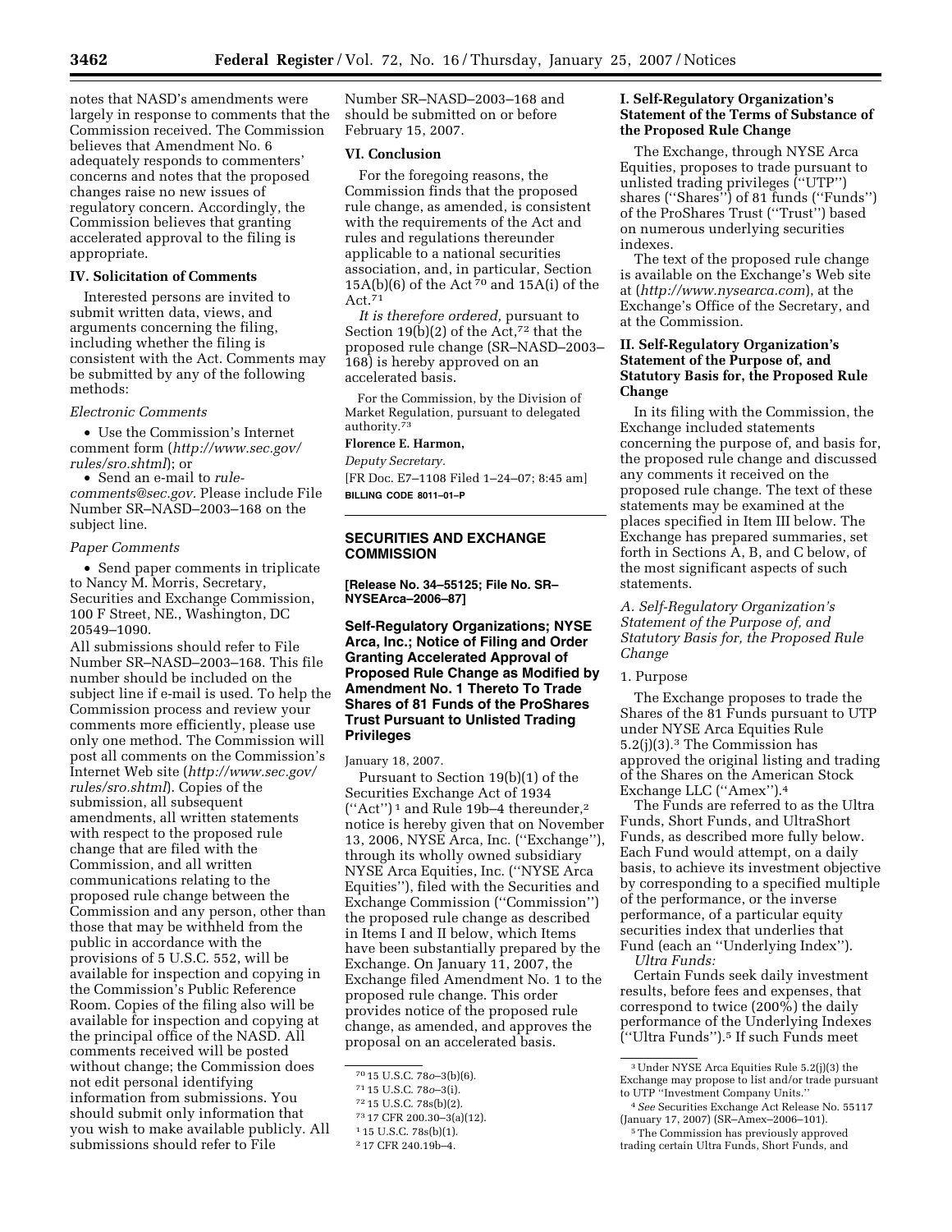notes that NASD's amendments were largely in response to comments that the Commission received. The Commission believes that Amendment No. 6 adequately responds to commenters' concerns and notes that the proposed changes raise no new issues of regulatory concern. Accordingly, the Commission believes that granting accelerated approval to the filing is appropriate.

### IV. Solicitation of Comments

Interested persons are invited to submit written data, views, and arguments concerning the filing, including whether the filing is consistent with the Act. Comments may be submitted by any of the following methods:

*Electronic Comments*

- Use the Commission's Internet comment form (*http://www.sec.gov/rules/sro.shtml*); or
- Send an e-mail to *rule-comments@sec.gov.* Please include File Number SR–NASD–2003–168 on the subject line.

*Paper Comments*

- Send paper comments in triplicate to Nancy M. Morris, Secretary, Securities and Exchange Commission, 100 F Street, NE., Washington, DC 20549–1090.

All submissions should refer to File Number SR–NASD–2003–168. This file number should be included on the subject line if e-mail is used. To help the Commission process and review your comments more efficiently, please use only one method. The Commission will post all comments on the Commission's Internet Web site (*http://www.sec.gov/rules/sro.shtml*). Copies of the submission, all subsequent amendments, all written statements with respect to the proposed rule change that are filed with the Commission, and all written communications relating to the proposed rule change between the Commission and any person, other than those that may be withheld from the public in accordance with the provisions of 5 U.S.C. 552, will be available for inspection and copying in the Commission's Public Reference Room. Copies of the filing also will be available for inspection and copying at the principal office of the NASD. All comments received will be posted without change; the Commission does not edit personal identifying information from submissions. You should submit only information that you wish to make available publicly. All submissions should refer to File Number SR–NASD–2003–168 and should be submitted on or before February 15, 2007.

### VI. Conclusion

For the foregoing reasons, the Commission finds that the proposed rule change, as amended, is consistent with the requirements of the Act and rules and regulations thereunder applicable to a national securities association, and, in particular, Section 15A(b)(6) of the Act[70] and 15A(i) of the Act.[71]

*It is therefore ordered,* pursuant to Section 19(b)(2) of the Act,[72] that the proposed rule change (SR–NASD–2003–168) is hereby approved on an accelerated basis.

For the Commission, by the Division of Market Regulation, pursuant to delegated authority.[73]

**Florence E. Harmon,**

*Deputy Secretary.*

[FR Doc. E7–1108 Filed 1–24–07; 8:45 am]

**BILLING CODE 8011–01–P**

---

## SECURITIES AND EXCHANGE COMMISSION

**[Release No. 34–55125; File No. SR–NYSEArca–2006–87]**

## Self-Regulatory Organizations; NYSE Arca, Inc.; Notice of Filing and Order Granting Accelerated Approval of Proposed Rule Change as Modified by Amendment No. 1 Thereto To Trade Shares of 81 Funds of the ProShares Trust Pursuant to Unlisted Trading Privileges

January 18, 2007.

Pursuant to Section 19(b)(1) of the Securities Exchange Act of 1934 ("Act")[1] and Rule 19b–4 thereunder,[2] notice is hereby given that on November 13, 2006, NYSE Arca, Inc. ("Exchange"), through its wholly owned subsidiary NYSE Arca Equities, Inc. ("NYSE Arca Equities"), filed with the Securities and Exchange Commission ("Commission") the proposed rule change as described in Items I and II below, which Items have been substantially prepared by the Exchange. On January 11, 2007, the Exchange filed Amendment No. 1 to the proposed rule change. This order provides notice of the proposed rule change, as amended, and approves the proposal on an accelerated basis.

### I. Self-Regulatory Organization's Statement of the Terms of Substance of the Proposed Rule Change

The Exchange, through NYSE Arca Equities, proposes to trade pursuant to unlisted trading privileges ("UTP") shares ("Shares") of 81 funds ("Funds") of the ProShares Trust ("Trust") based on numerous underlying securities indexes.

The text of the proposed rule change is available on the Exchange's Web site at (*http://www.nysearca.com*), at the Exchange's Office of the Secretary, and at the Commission.

### II. Self-Regulatory Organization's Statement of the Purpose of, and Statutory Basis for, the Proposed Rule Change

In its filing with the Commission, the Exchange included statements concerning the purpose of, and basis for, the proposed rule change and discussed any comments it received on the proposed rule change. The text of these statements may be examined at the places specified in Item III below. The Exchange has prepared summaries, set forth in Sections A, B, and C below, of the most significant aspects of such statements.

*A. Self-Regulatory Organization's Statement of the Purpose of, and Statutory Basis for, the Proposed Rule Change*

1. Purpose

The Exchange proposes to trade the Shares of the 81 Funds pursuant to UTP under NYSE Arca Equities Rule 5.2(j)(3).[3] The Commission has approved the original listing and trading of the Shares on the American Stock Exchange LLC ("Amex").[4]

The Funds are referred to as the Ultra Funds, Short Funds, and UltraShort Funds, as described more fully below. Each Fund would attempt, on a daily basis, to achieve its investment objective by corresponding to a specified multiple of the performance, or the inverse performance, of a particular equity securities index that underlies that Fund (each an "Underlying Index").

*Ultra Funds:*

Certain Funds seek daily investment results, before fees and expenses, that correspond to twice (200%) the daily performance of the Underlying Indexes ("Ultra Funds").[5] If such Funds meet

---

[70] 15 U.S.C. 78*o*–3(b)(6).

[71] 15 U.S.C. 78*o*–3(i).

[72] 15 U.S.C. 78s(b)(2).

[73] 17 CFR 200.30–3(a)(12).

[1] 15 U.S.C. 78s(b)(1).

[2] 17 CFR 240.19b–4.

[3] Under NYSE Arca Equities Rule 5.2(j)(3) the Exchange may propose to list and/or trade pursuant to UTP "Investment Company Units."

[4] *See* Securities Exchange Act Release No. 55117 (January 17, 2007) (SR–Amex–2006–101).

[5] The Commission has previously approved trading certain Ultra Funds, Short Funds, and